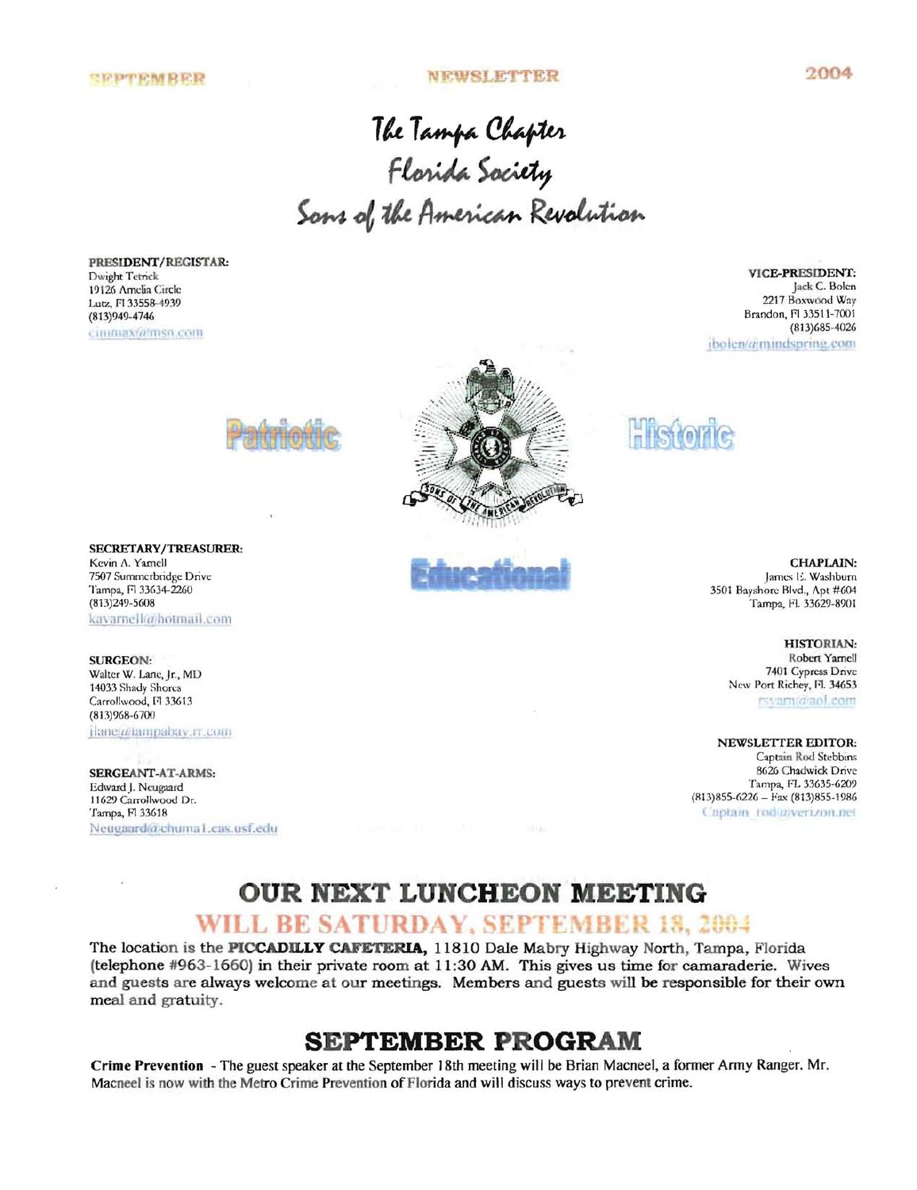SEPTEMBER NEWSLETTER 2004

# The Tampa Chapter
# Florida Society
# Sons of the American Revolution

**PRESIDENT/REGISTAR:**
Dwight Tetrick
19126 Amelia Circle
Lutz, Fl 33558-4939
(813)949-4746
cimmax@msn.com

**VICE-PRESIDENT:**
Jack C. Bolen
2217 Boxwood Way
Brandon, Fl 33511-7001
(813)685-4026
jbolen@mindspring.com

Patriotic

Historic

Educational

**SECRETARY/TREASURER:**
Kevin A. Yarnell
7507 Summerbridge Drive
Tampa, Fl 33634-2260
(813)249-5608
kayarnell@hotmail.com

**CHAPLAIN:**
James E. Washburn
3501 Bayshore Blvd., Apt #604
Tampa, Fl. 33629-8901

**SURGEON:**
Walter W. Lane, Jr., MD
14033 Shady Shores
Carrollwood, Fl 33613
(813)968-6700
jlane@tampabay.rr.com

**HISTORIAN:**
Robert Yarnell
7401 Cypress Drive
New Port Richey, Fl. 34653
rsyarn@aol.com

**SERGEANT-AT-ARMS:**
Edward J. Neugaard
11629 Carrollwood Dr.
Tampa, Fl 33618
Neugaard@chuma1.cas.usf.edu

**NEWSLETTER EDITOR:**
Captain Rod Stebbins
8626 Chadwick Drive
Tampa, FL 33635-6209
(813)855-6226 – Fax (813)855-1986
Captain_rod@verizon.net

## OUR NEXT LUNCHEON MEETING
## WILL BE SATURDAY, SEPTEMBER 18, 2004

The location is the **PICCADILLY CAFETERIA,** 11810 Dale Mabry Highway North, Tampa, Florida (telephone #963-1660) in their private room at 11:30 AM. This gives us time for camaraderie. Wives and guests are always welcome at our meetings. Members and guests will be responsible for their own meal and gratuity.

## SEPTEMBER PROGRAM

**Crime Prevention** - The guest speaker at the September 18th meeting will be Brian Macneel, a former Army Ranger. Mr. Macneel is now with the Metro Crime Prevention of Florida and will discuss ways to prevent crime.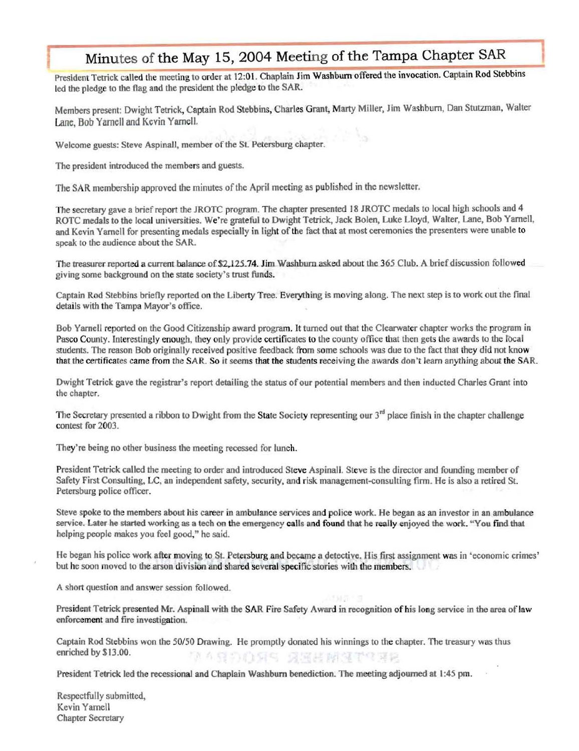# Minutes of the May 15, 2004 Meeting of the Tampa Chapter SAR

President Tetrick called the meeting to order at 12:01. Chaplain Jim Washburn offered the invocation. Captain Rod Stebbins led the pledge to the flag and the president the pledge to the SAR.

Members present: Dwight Tetrick, Captain Rod Stebbins, Charles Grant, Marty Miller, Jim Washburn, Dan Stutzman, Walter Lane, Bob Yarnell and Kevin Yarnell.

Welcome guests: Steve Aspinall, member of the St. Petersburg chapter.

The president introduced the members and guests.

The SAR membership approved the minutes of the April meeting as published in the newsletter.

The secretary gave a brief report the JROTC program. The chapter presented 18 JROTC medals to local high schools and 4 ROTC medals to the local universities. We're grateful to Dwight Tetrick, Jack Bolen, Luke Lloyd, Walter, Lane, Bob Yarnell, and Kevin Yarnell for presenting medals especially in light of the fact that at most ceremonies the presenters were unable to speak to the audience about the SAR.

The treasurer reported a current balance of $2,125.74. Jim Washburn asked about the 365 Club. A brief discussion followed giving some background on the state society's trust funds.

Captain Rod Stebbins briefly reported on the Liberty Tree. Everything is moving along. The next step is to work out the final details with the Tampa Mayor's office.

Bob Yarnell reported on the Good Citizenship award program. It turned out that the Clearwater chapter works the program in Pasco County. Interestingly enough, they only provide certificates to the county office that then gets the awards to the local students. The reason Bob originally received positive feedback from some schools was due to the fact that they did not know that the certificates came from the SAR. So it seems that the students receiving the awards don't learn anything about the SAR.

Dwight Tetrick gave the registrar's report detailing the status of our potential members and then inducted Charles Grant into the chapter.

The Secretary presented a ribbon to Dwight from the State Society representing our 3rd place finish in the chapter challenge contest for 2003.

They're being no other business the meeting recessed for lunch.

President Tetrick called the meeting to order and introduced Steve Aspinall. Steve is the director and founding member of Safety First Consulting, LC, an independent safety, security, and risk management-consulting firm. He is also a retired St. Petersburg police officer.

Steve spoke to the members about his career in ambulance services and police work. He began as an investor in an ambulance service. Later he started working as a tech on the emergency calls and found that he really enjoyed the work. "You find that helping people makes you feel good," he said.

He began his police work after moving to St. Petersburg and became a detective. His first assignment was in 'economic crimes' but he soon moved to the arson division and shared several specific stories with the members.

A short question and answer session followed.

President Tetrick presented Mr. Aspinall with the SAR Fire Safety Award in recognition of his long service in the area of law enforcement and fire investigation.

Captain Rod Stebbins won the 50/50 Drawing. He promptly donated his winnings to the chapter. The treasury was thus enriched by $13.00.

President Tetrick led the recessional and Chaplain Washburn benediction. The meeting adjourned at 1:45 pm.

Respectfully submitted,
Kevin Yarnell
Chapter Secretary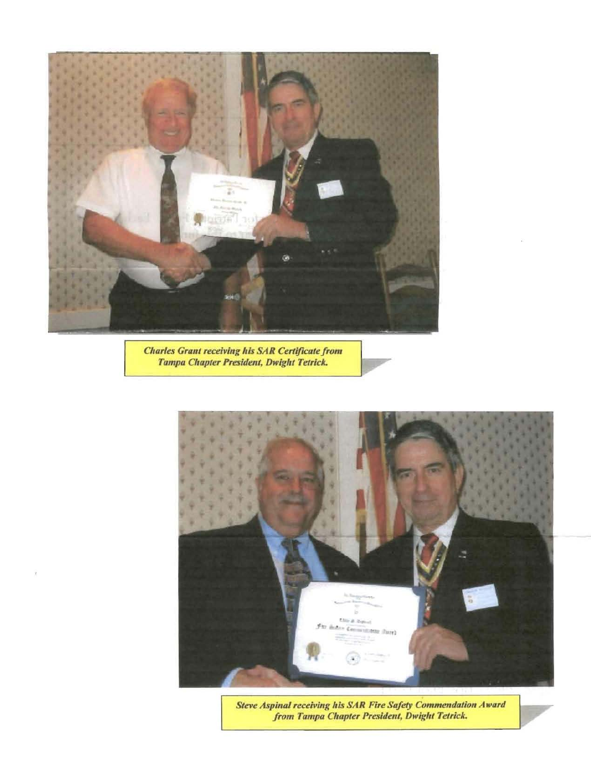*Charles Grant receiving his SAR Certificate from Tampa Chapter President, Dwight Tetrick.*

*Steve Aspinal receiving his SAR Fire Safety Commendation Award from Tampa Chapter President, Dwight Tetrick.*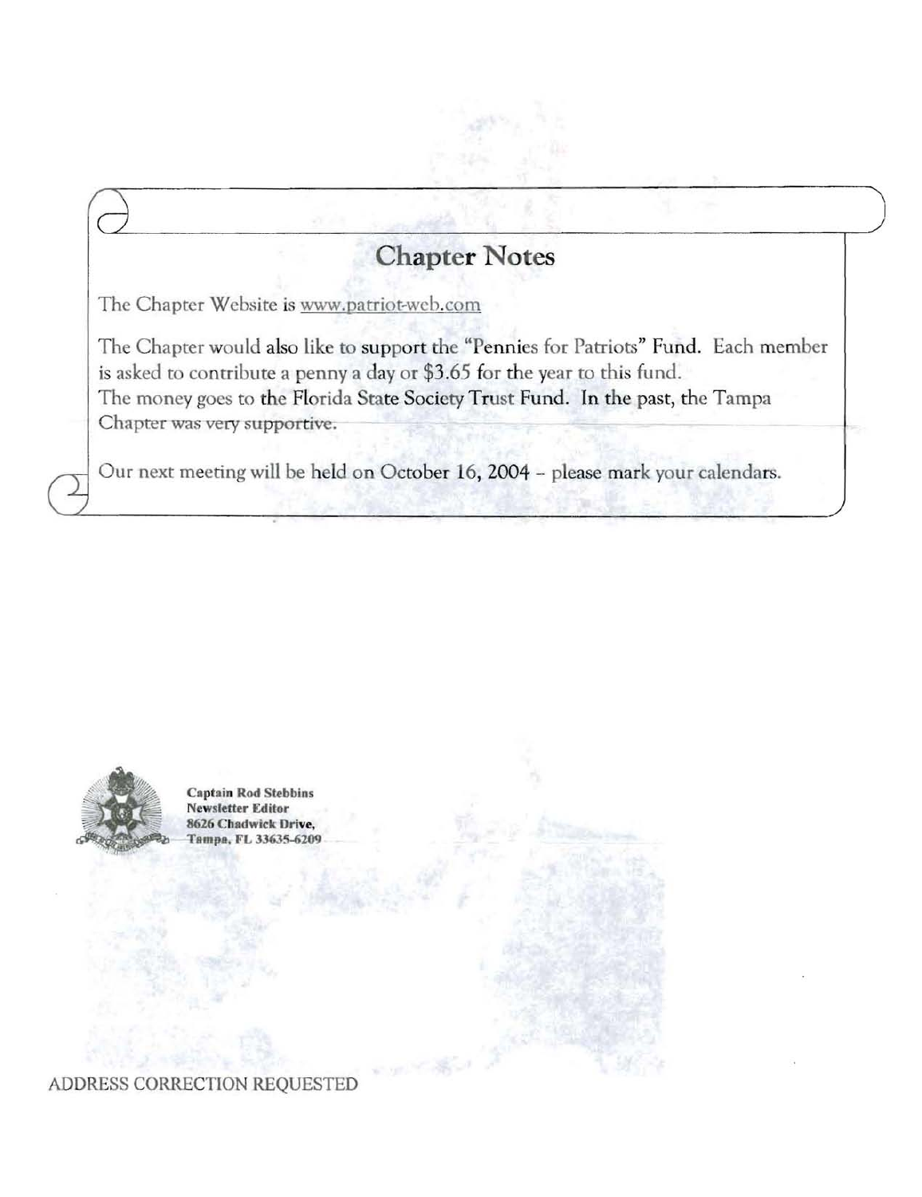## Chapter Notes

The Chapter Website is www.patriot-web.com

The Chapter would also like to support the "Pennies for Patriots" Fund. Each member is asked to contribute a penny a day or $3.65 for the year to this fund.
The money goes to the Florida State Society Trust Fund. In the past, the Tampa Chapter was very supportive.

Our next meeting will be held on October 16, 2004 – please mark your calendars.

**Captain Rod Stebbins**
**Newsletter Editor**
**8626 Chadwick Drive,**
**Tampa, FL 33635-6209**

ADDRESS CORRECTION REQUESTED